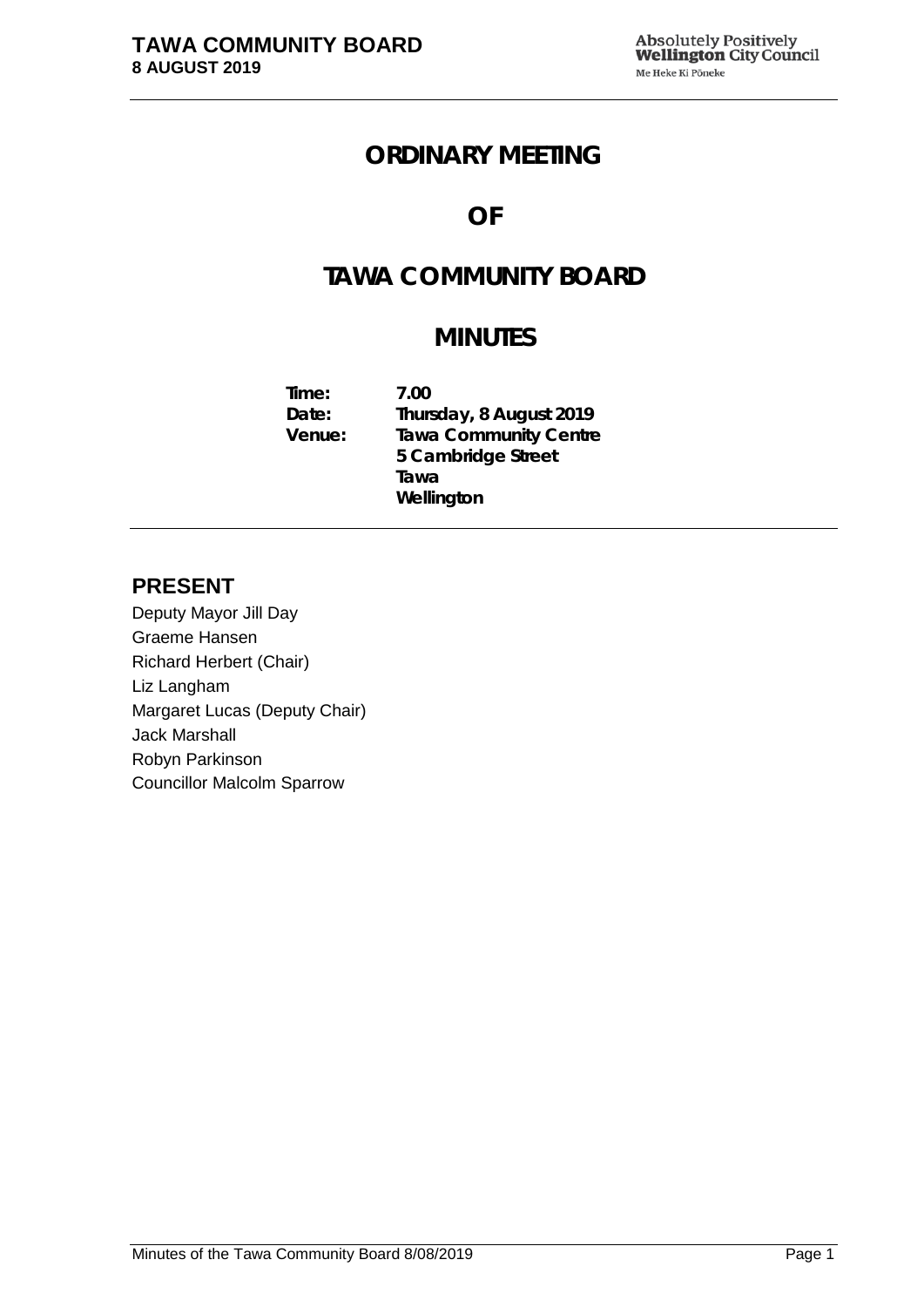# ORDINARY MEETING

# OF

# TAWA COMMUNITY BOARD

# MINUTES

**Time:** 7.00
**Date:** Thursday, 8 August 2019
**Venue:** Tawa Community Centre
5 Cambridge Street
Tawa
Wellington

## PRESENT

Deputy Mayor Jill Day
Graeme Hansen
Richard Herbert (Chair)
Liz Langham
Margaret Lucas (Deputy Chair)
Jack Marshall
Robyn Parkinson
Councillor Malcolm Sparrow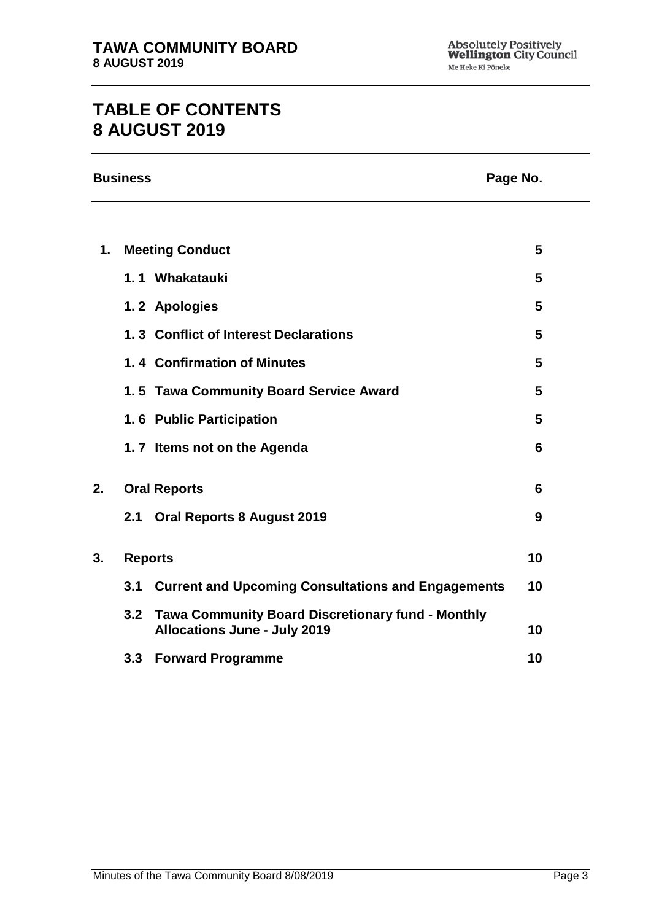# TABLE OF CONTENTS
# 8 AUGUST 2019

| Business | | Page No. |
|---|---|---|
| **1.** | **Meeting Conduct** | **5** |
| | **1. 1 Whakatauki** | **5** |
| | **1. 2 Apologies** | **5** |
| | **1. 3 Conflict of Interest Declarations** | **5** |
| | **1. 4 Confirmation of Minutes** | **5** |
| | **1. 5 Tawa Community Board Service Award** | **5** |
| | **1. 6 Public Participation** | **5** |
| | **1. 7 Items not on the Agenda** | **6** |
| **2.** | **Oral Reports** | **6** |
| | **2.1 Oral Reports 8 August 2019** | **9** |
| **3.** | **Reports** | **10** |
| | **3.1 Current and Upcoming Consultations and Engagements** | **10** |
| | **3.2 Tawa Community Board Discretionary fund - Monthly Allocations June - July 2019** | **10** |
| | **3.3 Forward Programme** | **10** |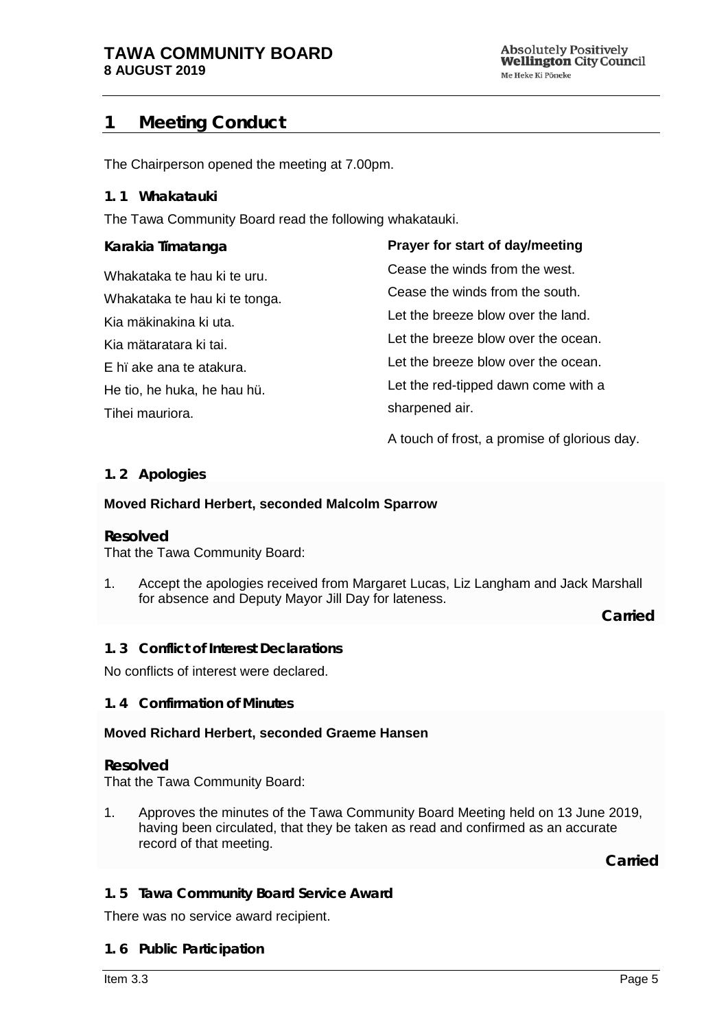## 1 Meeting Conduct

The Chairperson opened the meeting at 7.00pm.

### 1. 1 Whakatauki

The Tawa Community Board read the following whakatauki.

| Karakia Timatanga | Prayer for start of day/meeting |
| --- | --- |
| Whakataka te hau ki te uru. | Cease the winds from the west. |
| Whakataka te hau ki te tonga. | Cease the winds from the south. |
| Kia mäkinakina ki uta. | Let the breeze blow over the land. |
| Kia mätaratara ki tai. | Let the breeze blow over the ocean. |
| E hï ake ana te atakura. | Let the breeze blow over the ocean. |
| He tio, he huka, he hau hü. | Let the red-tipped dawn come with a sharpened air. |
| Tihei mauriora. | A touch of frost, a promise of glorious day. |

### 1. 2 Apologies

**Moved Richard Herbert, seconded Malcolm Sparrow**

**Resolved**

That the Tawa Community Board:

1. Accept the apologies received from Margaret Lucas, Liz Langham and Jack Marshall for absence and Deputy Mayor Jill Day for lateness.

**Carried**

### 1. 3 Conflict of Interest Declarations

No conflicts of interest were declared.

### 1. 4 Confirmation of Minutes

**Moved Richard Herbert, seconded Graeme Hansen**

**Resolved**

That the Tawa Community Board:

1. Approves the minutes of the Tawa Community Board Meeting held on 13 June 2019, having been circulated, that they be taken as read and confirmed as an accurate record of that meeting.

**Carried**

### 1. 5 Tawa Community Board Service Award

There was no service award recipient.

### 1. 6 Public Participation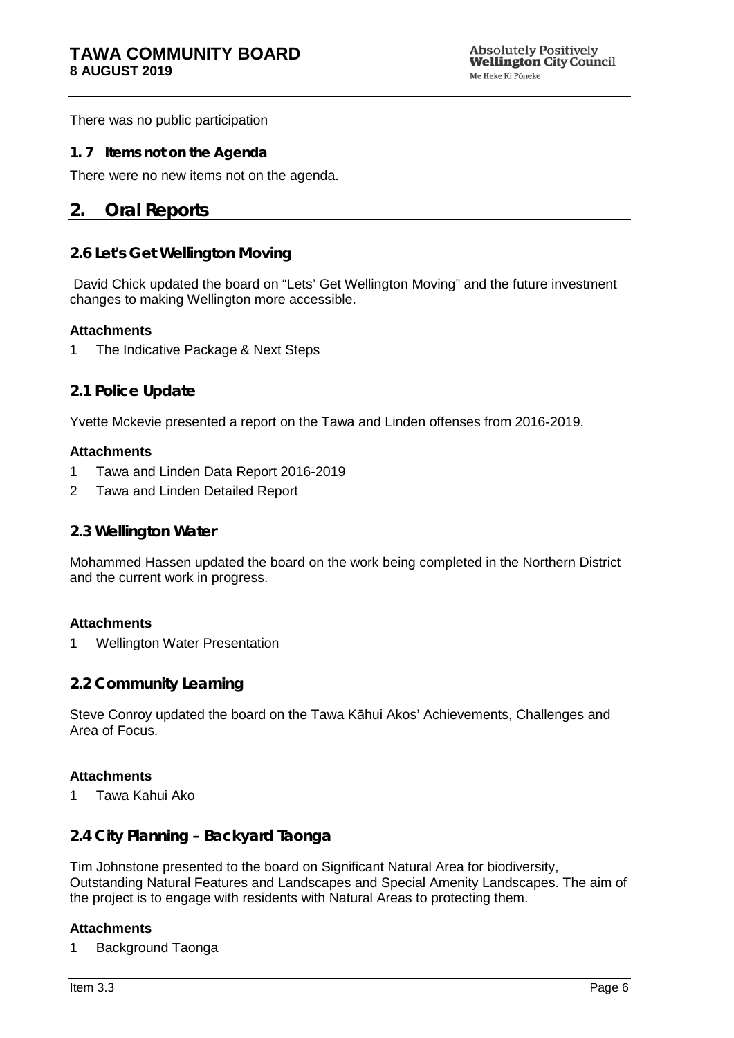There was no public participation

### 1. 7 Items not on the Agenda

There were no new items not on the agenda.

## 2. Oral Reports

### 2.6 Let's Get Wellington Moving

David Chick updated the board on "Lets' Get Wellington Moving" and the future investment changes to making Wellington more accessible.

**Attachments**

1 The Indicative Package & Next Steps

### 2.1 Police Update

Yvette Mckevie presented a report on the Tawa and Linden offenses from 2016-2019.

**Attachments**

1 Tawa and Linden Data Report 2016-2019
2 Tawa and Linden Detailed Report

### 2.3 Wellington Water

Mohammed Hassen updated the board on the work being completed in the Northern District and the current work in progress.

**Attachments**

1 Wellington Water Presentation

### 2.2 Community Learning

Steve Conroy updated the board on the Tawa Kāhui Akos' Achievements, Challenges and Area of Focus.

**Attachments**

1 Tawa Kahui Ako

### 2.4 City Planning – Backyard Taonga

Tim Johnstone presented to the board on Significant Natural Area for biodiversity, Outstanding Natural Features and Landscapes and Special Amenity Landscapes. The aim of the project is to engage with residents with Natural Areas to protecting them.

**Attachments**

1 Background Taonga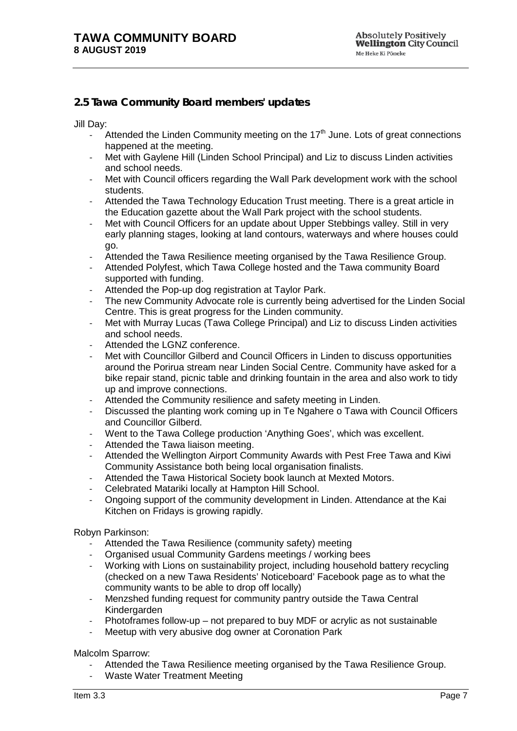## 2.5 Tawa Community Board members' updates

Jill Day:

- Attended the Linden Community meeting on the 17th June. Lots of great connections happened at the meeting.
- Met with Gaylene Hill (Linden School Principal) and Liz to discuss Linden activities and school needs.
- Met with Council officers regarding the Wall Park development work with the school students.
- Attended the Tawa Technology Education Trust meeting. There is a great article in the Education gazette about the Wall Park project with the school students.
- Met with Council Officers for an update about Upper Stebbings valley. Still in very early planning stages, looking at land contours, waterways and where houses could go.
- Attended the Tawa Resilience meeting organised by the Tawa Resilience Group.
- Attended Polyfest, which Tawa College hosted and the Tawa community Board supported with funding.
- Attended the Pop-up dog registration at Taylor Park.
- The new Community Advocate role is currently being advertised for the Linden Social Centre. This is great progress for the Linden community.
- Met with Murray Lucas (Tawa College Principal) and Liz to discuss Linden activities and school needs.
- Attended the LGNZ conference.
- Met with Councillor Gilberd and Council Officers in Linden to discuss opportunities around the Porirua stream near Linden Social Centre. Community have asked for a bike repair stand, picnic table and drinking fountain in the area and also work to tidy up and improve connections.
- Attended the Community resilience and safety meeting in Linden.
- Discussed the planting work coming up in Te Ngahere o Tawa with Council Officers and Councillor Gilberd.
- Went to the Tawa College production 'Anything Goes', which was excellent.
- Attended the Tawa liaison meeting.
- Attended the Wellington Airport Community Awards with Pest Free Tawa and Kiwi Community Assistance both being local organisation finalists.
- Attended the Tawa Historical Society book launch at Mexted Motors.
- Celebrated Matariki locally at Hampton Hill School.
- Ongoing support of the community development in Linden. Attendance at the Kai Kitchen on Fridays is growing rapidly.

Robyn Parkinson:

- Attended the Tawa Resilience (community safety) meeting
- Organised usual Community Gardens meetings / working bees
- Working with Lions on sustainability project, including household battery recycling (checked on a new Tawa Residents' Noticeboard' Facebook page as to what the community wants to be able to drop off locally)
- Menzshed funding request for community pantry outside the Tawa Central Kindergarden
- Photoframes follow-up – not prepared to buy MDF or acrylic as not sustainable
- Meetup with very abusive dog owner at Coronation Park

Malcolm Sparrow:

- Attended the Tawa Resilience meeting organised by the Tawa Resilience Group.
- Waste Water Treatment Meeting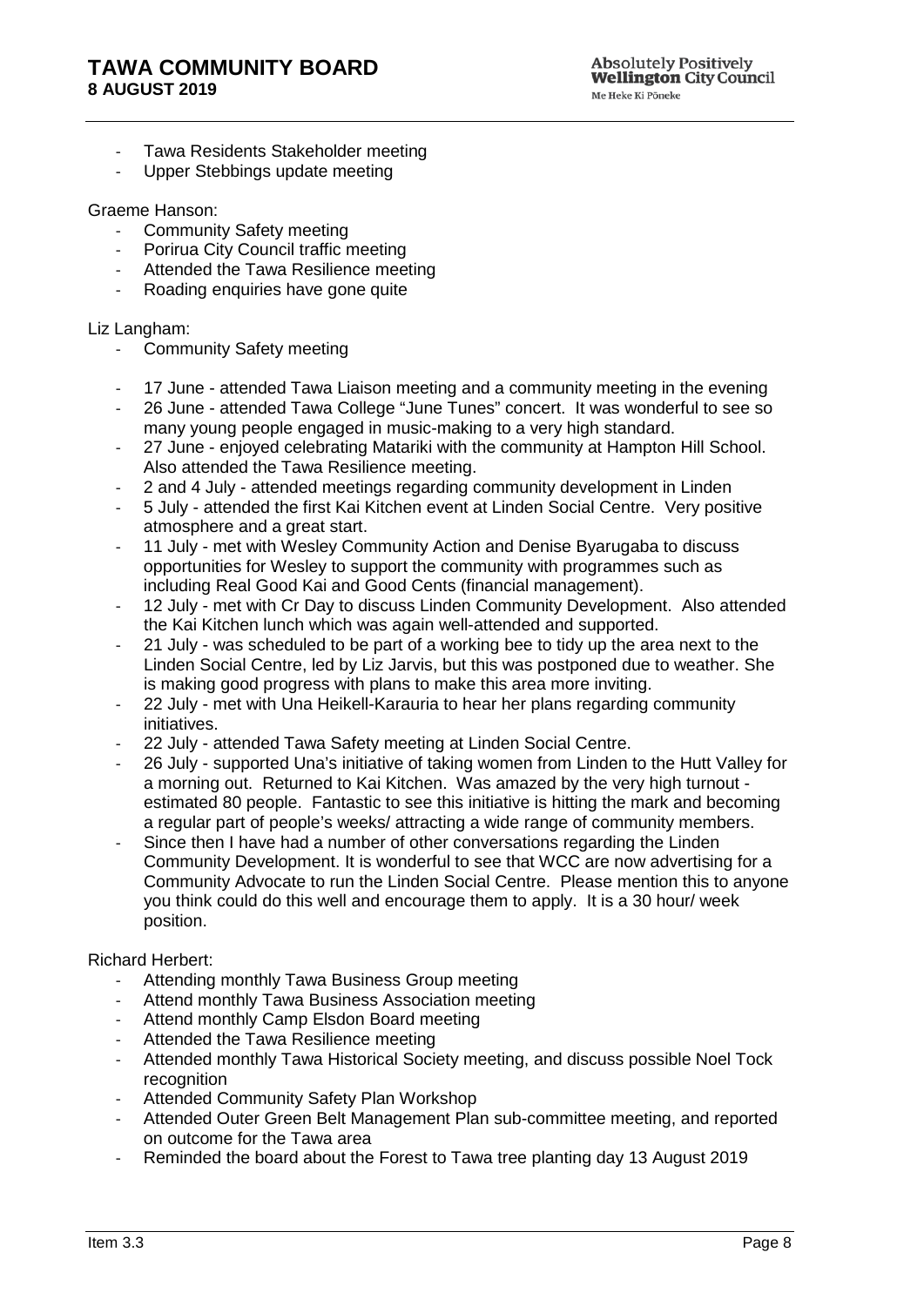- Tawa Residents Stakeholder meeting
- Upper Stebbings update meeting

Graeme Hanson:

- Community Safety meeting
- Porirua City Council traffic meeting
- Attended the Tawa Resilience meeting
- Roading enquiries have gone quite

Liz Langham:

- Community Safety meeting

- 17 June - attended Tawa Liaison meeting and a community meeting in the evening
- 26 June - attended Tawa College "June Tunes" concert. It was wonderful to see so many young people engaged in music-making to a very high standard.
- 27 June - enjoyed celebrating Matariki with the community at Hampton Hill School. Also attended the Tawa Resilience meeting.
- 2 and 4 July - attended meetings regarding community development in Linden
- 5 July - attended the first Kai Kitchen event at Linden Social Centre. Very positive atmosphere and a great start.
- 11 July - met with Wesley Community Action and Denise Byarugaba to discuss opportunities for Wesley to support the community with programmes such as including Real Good Kai and Good Cents (financial management).
- 12 July - met with Cr Day to discuss Linden Community Development. Also attended the Kai Kitchen lunch which was again well-attended and supported.
- 21 July - was scheduled to be part of a working bee to tidy up the area next to the Linden Social Centre, led by Liz Jarvis, but this was postponed due to weather. She is making good progress with plans to make this area more inviting.
- 22 July - met with Una Heikell-Karauria to hear her plans regarding community initiatives.
- 22 July - attended Tawa Safety meeting at Linden Social Centre.
- 26 July - supported Una's initiative of taking women from Linden to the Hutt Valley for a morning out. Returned to Kai Kitchen. Was amazed by the very high turnout - estimated 80 people. Fantastic to see this initiative is hitting the mark and becoming a regular part of people's weeks/ attracting a wide range of community members.
- Since then I have had a number of other conversations regarding the Linden Community Development. It is wonderful to see that WCC are now advertising for a Community Advocate to run the Linden Social Centre. Please mention this to anyone you think could do this well and encourage them to apply. It is a 30 hour/ week position.

Richard Herbert:

- Attending monthly Tawa Business Group meeting
- Attend monthly Tawa Business Association meeting
- Attend monthly Camp Elsdon Board meeting
- Attended the Tawa Resilience meeting
- Attended monthly Tawa Historical Society meeting, and discuss possible Noel Tock recognition
- Attended Community Safety Plan Workshop
- Attended Outer Green Belt Management Plan sub-committee meeting, and reported on outcome for the Tawa area
- Reminded the board about the Forest to Tawa tree planting day 13 August 2019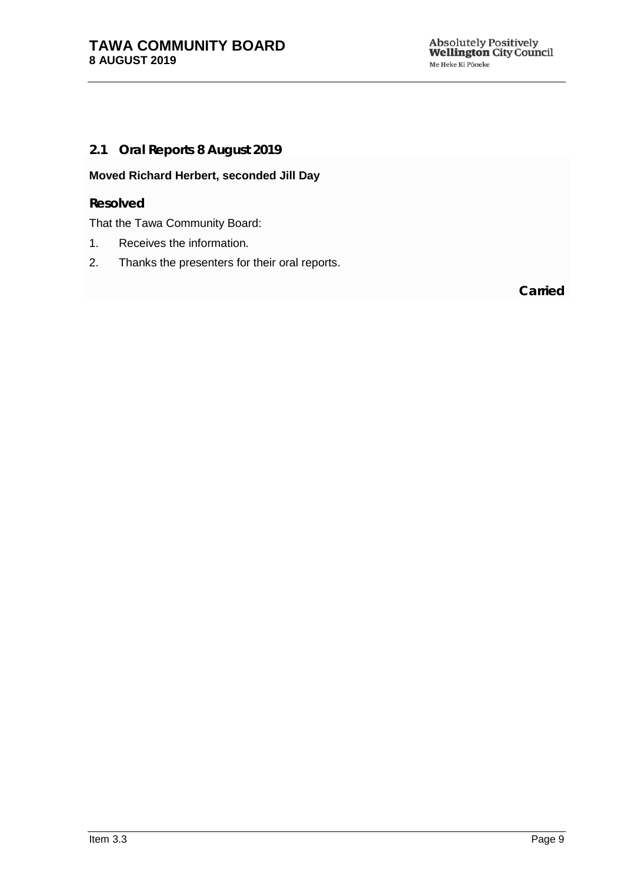## 2.1 Oral Reports 8 August 2019

**Moved Richard Herbert, seconded Jill Day**

**Resolved**

That the Tawa Community Board:

1. Receives the information.
2. Thanks the presenters for their oral reports.

**Carried**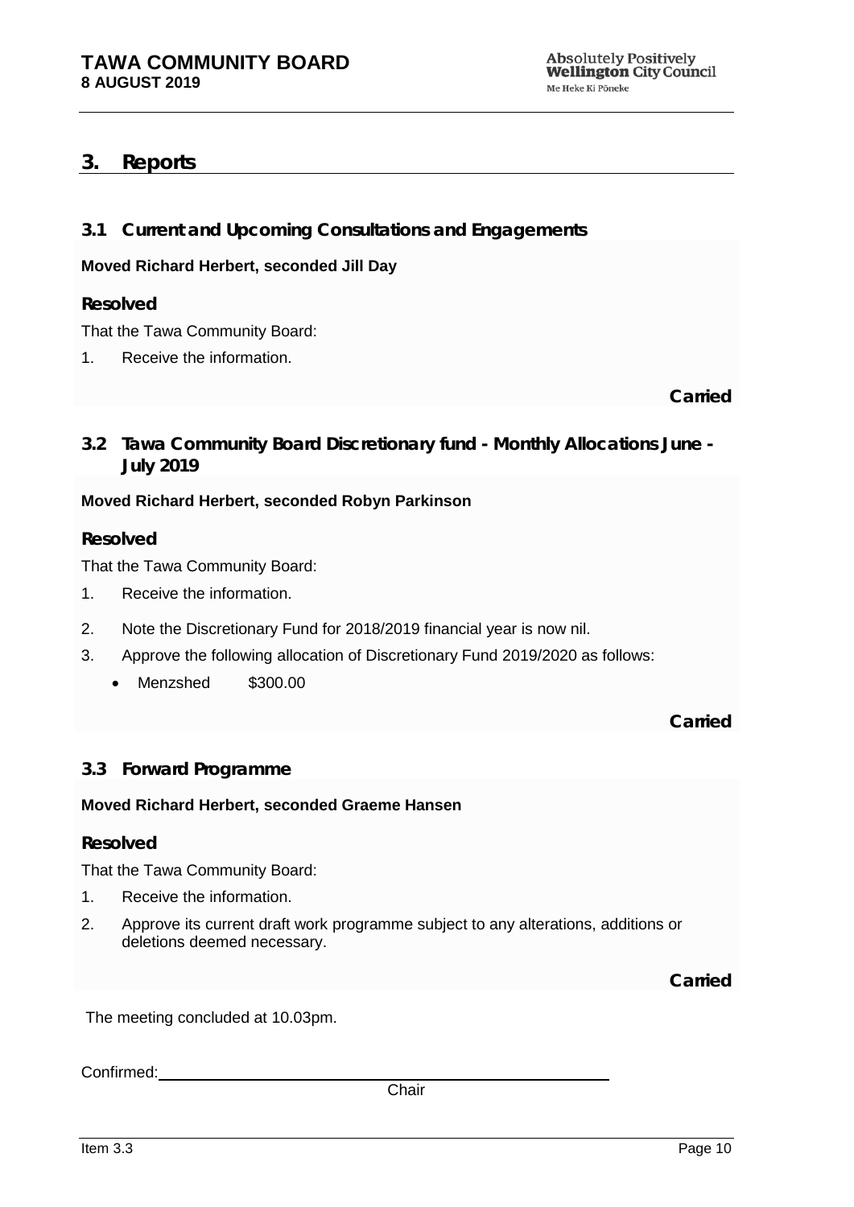## 3. Reports

### 3.1 Current and Upcoming Consultations and Engagements

**Moved Richard Herbert, seconded Jill Day**

**Resolved**

That the Tawa Community Board:

1. Receive the information.

**Carried**

### 3.2 Tawa Community Board Discretionary fund - Monthly Allocations June - July 2019

**Moved Richard Herbert, seconded Robyn Parkinson**

**Resolved**

That the Tawa Community Board:

1. Receive the information.
2. Note the Discretionary Fund for 2018/2019 financial year is now nil.
3. Approve the following allocation of Discretionary Fund 2019/2020 as follows:
   - Menzshed $300.00

**Carried**

### 3.3 Forward Programme

**Moved Richard Herbert, seconded Graeme Hansen**

**Resolved**

That the Tawa Community Board:

1. Receive the information.
2. Approve its current draft work programme subject to any alterations, additions or deletions deemed necessary.

**Carried**

The meeting concluded at 10.03pm.

Confirmed: ______________________________

Chair